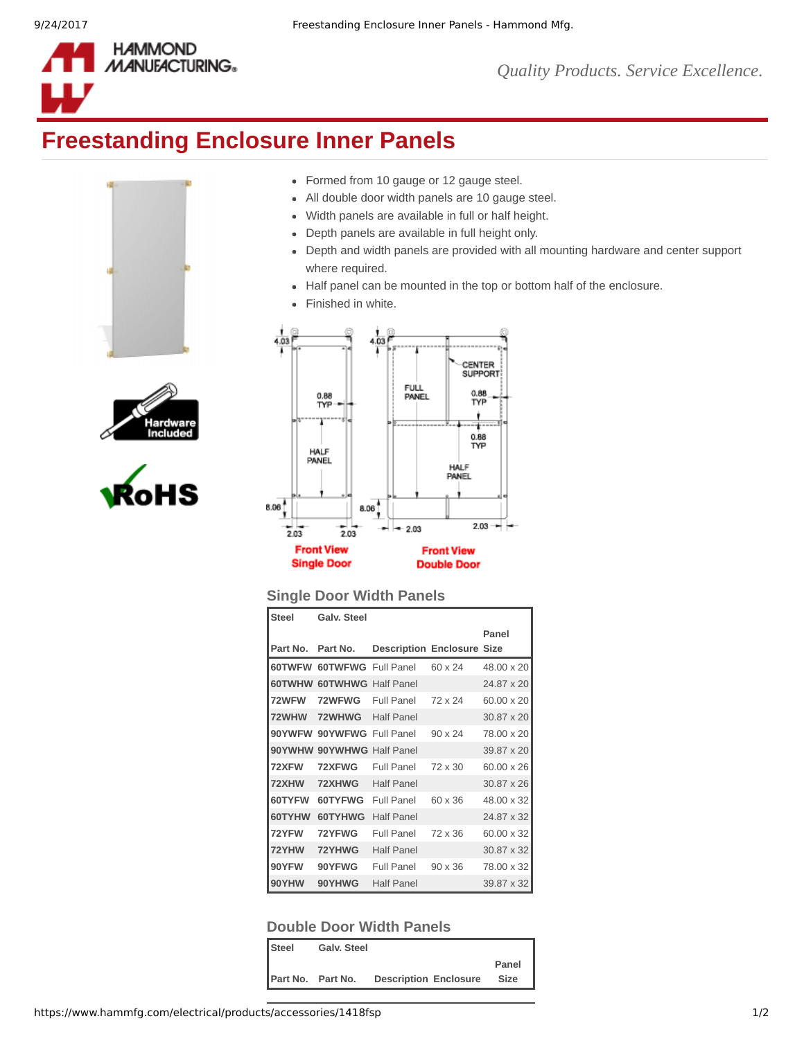# Freestanding Enclosure Inner Panels

*Quality Products. Service Excellence.*

- Formed from 10 gauge or 12 gauge steel.
- All double door width panels are 10 gauge steel.
- Width panels are available in full or half height.
- Depth panels are available in full height only.
- Depth and width panels are provided with all mounting hardware and center support where required.
- Half panel can be mounted in the top or bottom half of the enclosure.
- Finished in white.

Front View Single Door

Front View Double Door

## Single Door Width Panels

| Steel Part No. | Galv. Steel Part No. | Description | Enclosure | Panel Size |
|---|---|---|---|---|
| 60TWFW | 60TWFWG | Full Panel | 60 x 24 | 48.00 x 20 |
| 60TWHW | 60TWHWG | Half Panel | | 24.87 x 20 |
| 72WFW | 72WFWG | Full Panel | 72 x 24 | 60.00 x 20 |
| 72WHW | 72WHWG | Half Panel | | 30.87 x 20 |
| 90YWFW | 90YWFWG | Full Panel | 90 x 24 | 78.00 x 20 |
| 90YWHW | 90YWHWG | Half Panel | | 39.87 x 20 |
| 72XFW | 72XFWG | Full Panel | 72 x 30 | 60.00 x 26 |
| 72XHW | 72XHWG | Half Panel | | 30.87 x 26 |
| 60TYFW | 60TYFWG | Full Panel | 60 x 36 | 48.00 x 32 |
| 60TYHW | 60TYHWG | Half Panel | | 24.87 x 32 |
| 72YFW | 72YFWG | Full Panel | 72 x 36 | 60.00 x 32 |
| 72YHW | 72YHWG | Half Panel | | 30.87 x 32 |
| 90YFW | 90YFWG | Full Panel | 90 x 36 | 78.00 x 32 |
| 90YHW | 90YHWG | Half Panel | | 39.87 x 32 |

## Double Door Width Panels

| Steel Part No. | Galv. Steel Part No. | Description | Enclosure | Panel Size |
|---|---|---|---|---|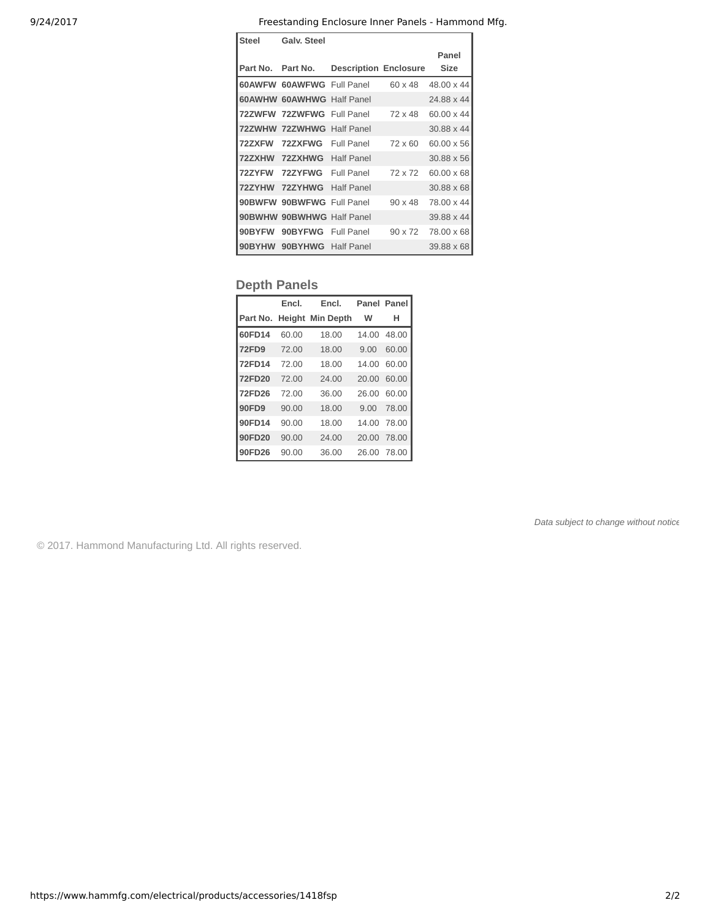| Steel Part No. | Galv. Steel Part No. | Description | Enclosure | Panel Size |
|---|---|---|---|---|
| **60AWFW** | **60AWFWG** | Full Panel | 60 x 48 | 48.00 x 44 |
| **60AWHW** | **60AWHWG** | Half Panel | | 24.88 x 44 |
| **72ZWFW** | **72ZWFWG** | Full Panel | 72 x 48 | 60.00 x 44 |
| **72ZWHW** | **72ZWHWG** | Half Panel | | 30.88 x 44 |
| **72ZXFW** | **72ZXFWG** | Full Panel | 72 x 60 | 60.00 x 56 |
| **72ZXHW** | **72ZXHWG** | Half Panel | | 30.88 x 56 |
| **72ZYFW** | **72ZYFWG** | Full Panel | 72 x 72 | 60.00 x 68 |
| **72ZYHW** | **72ZYHWG** | Half Panel | | 30.88 x 68 |
| **90BWFW** | **90BWFWG** | Full Panel | 90 x 48 | 78.00 x 44 |
| **90BWHW** | **90BWHWG** | Half Panel | | 39.88 x 44 |
| **90BYFW** | **90BYFWG** | Full Panel | 90 x 72 | 78.00 x 68 |
| **90BYHW** | **90BYHWG** | Half Panel | | 39.88 x 68 |

## Depth Panels

| Part No. | Encl. Height | Encl. Min Depth | Panel W | Panel H |
|---|---|---|---|---|
| **60FD14** | 60.00 | 18.00 | 14.00 | 48.00 |
| **72FD9** | 72.00 | 18.00 | 9.00 | 60.00 |
| **72FD14** | 72.00 | 18.00 | 14.00 | 60.00 |
| **72FD20** | 72.00 | 24.00 | 20.00 | 60.00 |
| **72FD26** | 72.00 | 36.00 | 26.00 | 60.00 |
| **90FD9** | 90.00 | 18.00 | 9.00 | 78.00 |
| **90FD14** | 90.00 | 18.00 | 14.00 | 78.00 |
| **90FD20** | 90.00 | 24.00 | 20.00 | 78.00 |
| **90FD26** | 90.00 | 36.00 | 26.00 | 78.00 |

*Data subject to change without notice*

© 2017. Hammond Manufacturing Ltd. All rights reserved.